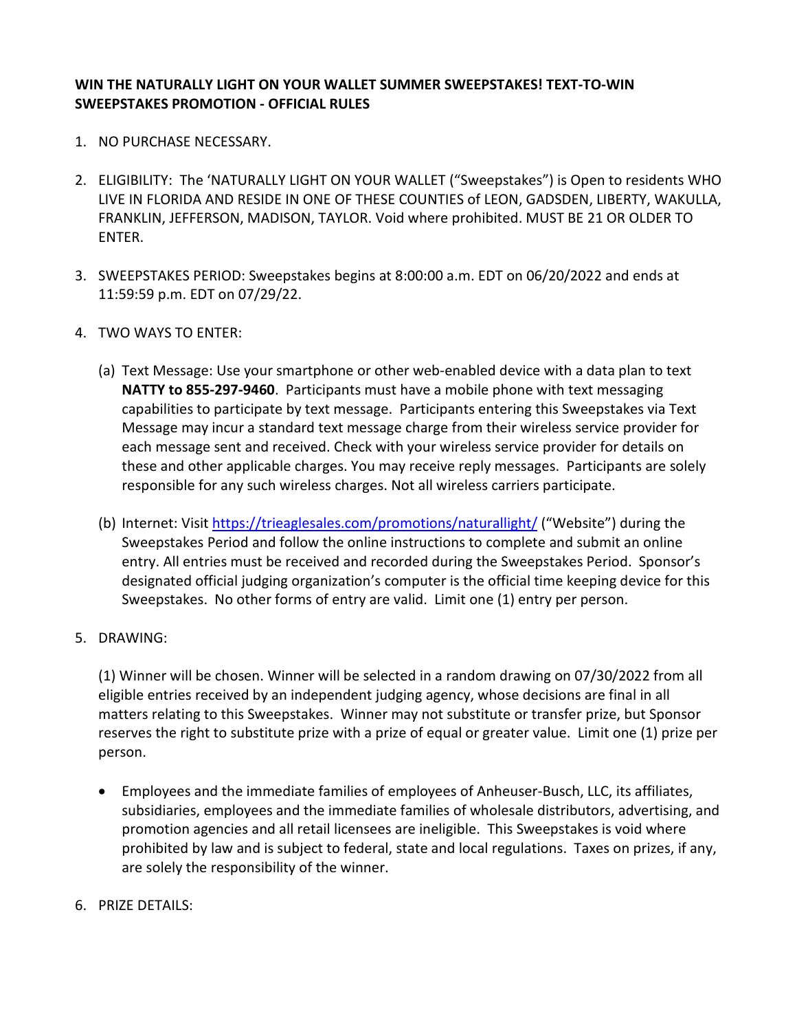**WIN THE NATURALLY LIGHT ON YOUR WALLET SUMMER SWEEPSTAKES! TEXT-TO-WIN SWEEPSTAKES PROMOTION - OFFICIAL RULES**

1. NO PURCHASE NECESSARY.

2. ELIGIBILITY: The 'NATURALLY LIGHT ON YOUR WALLET ("Sweepstakes") is Open to residents WHO LIVE IN FLORIDA AND RESIDE IN ONE OF THESE COUNTIES of LEON, GADSDEN, LIBERTY, WAKULLA, FRANKLIN, JEFFERSON, MADISON, TAYLOR. Void where prohibited. MUST BE 21 OR OLDER TO ENTER.

3. SWEEPSTAKES PERIOD: Sweepstakes begins at 8:00:00 a.m. EDT on 06/20/2022 and ends at 11:59:59 p.m. EDT on 07/29/22.

4. TWO WAYS TO ENTER:

   (a) Text Message: Use your smartphone or other web-enabled device with a data plan to text **NATTY to 855-297-9460**. Participants must have a mobile phone with text messaging capabilities to participate by text message. Participants entering this Sweepstakes via Text Message may incur a standard text message charge from their wireless service provider for each message sent and received. Check with your wireless service provider for details on these and other applicable charges. You may receive reply messages. Participants are solely responsible for any such wireless charges. Not all wireless carriers participate.

   (b) Internet: Visit [https://trieaglesales.com/promotions/naturallight/](https://trieaglesales.com/promotions/naturallight/) ("Website") during the Sweepstakes Period and follow the online instructions to complete and submit an online entry. All entries must be received and recorded during the Sweepstakes Period. Sponsor's designated official judging organization's computer is the official time keeping device for this Sweepstakes. No other forms of entry are valid. Limit one (1) entry per person.

5. DRAWING:

   (1) Winner will be chosen. Winner will be selected in a random drawing on 07/30/2022 from all eligible entries received by an independent judging agency, whose decisions are final in all matters relating to this Sweepstakes. Winner may not substitute or transfer prize, but Sponsor reserves the right to substitute prize with a prize of equal or greater value. Limit one (1) prize per person.

   - Employees and the immediate families of employees of Anheuser-Busch, LLC, its affiliates, subsidiaries, employees and the immediate families of wholesale distributors, advertising, and promotion agencies and all retail licensees are ineligible. This Sweepstakes is void where prohibited by law and is subject to federal, state and local regulations. Taxes on prizes, if any, are solely the responsibility of the winner.

6. PRIZE DETAILS: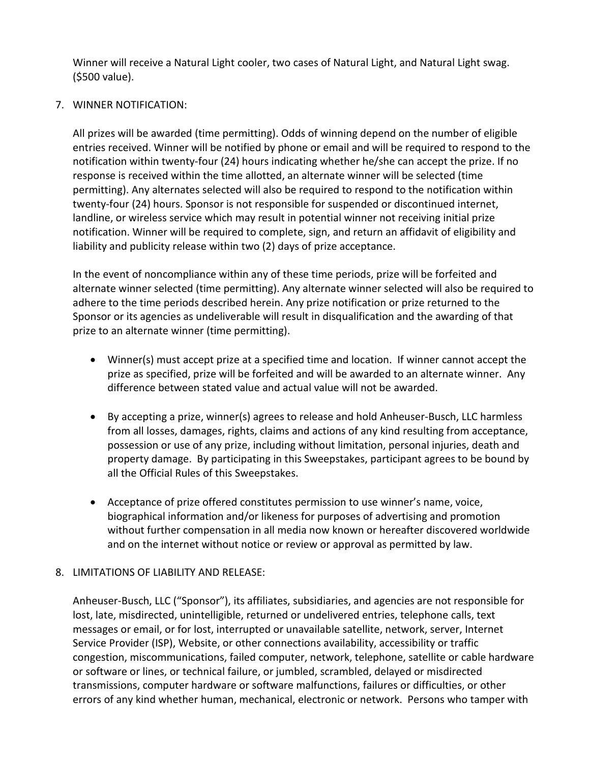Winner will receive a Natural Light cooler, two cases of Natural Light, and Natural Light swag. ($500 value).

7. WINNER NOTIFICATION:

   All prizes will be awarded (time permitting). Odds of winning depend on the number of eligible entries received. Winner will be notified by phone or email and will be required to respond to the notification within twenty-four (24) hours indicating whether he/she can accept the prize. If no response is received within the time allotted, an alternate winner will be selected (time permitting). Any alternates selected will also be required to respond to the notification within twenty-four (24) hours. Sponsor is not responsible for suspended or discontinued internet, landline, or wireless service which may result in potential winner not receiving initial prize notification. Winner will be required to complete, sign, and return an affidavit of eligibility and liability and publicity release within two (2) days of prize acceptance.

   In the event of noncompliance within any of these time periods, prize will be forfeited and alternate winner selected (time permitting). Any alternate winner selected will also be required to adhere to the time periods described herein. Any prize notification or prize returned to the Sponsor or its agencies as undeliverable will result in disqualification and the awarding of that prize to an alternate winner (time permitting).

   - Winner(s) must accept prize at a specified time and location. If winner cannot accept the prize as specified, prize will be forfeited and will be awarded to an alternate winner. Any difference between stated value and actual value will not be awarded.

   - By accepting a prize, winner(s) agrees to release and hold Anheuser-Busch, LLC harmless from all losses, damages, rights, claims and actions of any kind resulting from acceptance, possession or use of any prize, including without limitation, personal injuries, death and property damage. By participating in this Sweepstakes, participant agrees to be bound by all the Official Rules of this Sweepstakes.

   - Acceptance of prize offered constitutes permission to use winner's name, voice, biographical information and/or likeness for purposes of advertising and promotion without further compensation in all media now known or hereafter discovered worldwide and on the internet without notice or review or approval as permitted by law.

8. LIMITATIONS OF LIABILITY AND RELEASE:

   Anheuser-Busch, LLC ("Sponsor"), its affiliates, subsidiaries, and agencies are not responsible for lost, late, misdirected, unintelligible, returned or undelivered entries, telephone calls, text messages or email, or for lost, interrupted or unavailable satellite, network, server, Internet Service Provider (ISP), Website, or other connections availability, accessibility or traffic congestion, miscommunications, failed computer, network, telephone, satellite or cable hardware or software or lines, or technical failure, or jumbled, scrambled, delayed or misdirected transmissions, computer hardware or software malfunctions, failures or difficulties, or other errors of any kind whether human, mechanical, electronic or network. Persons who tamper with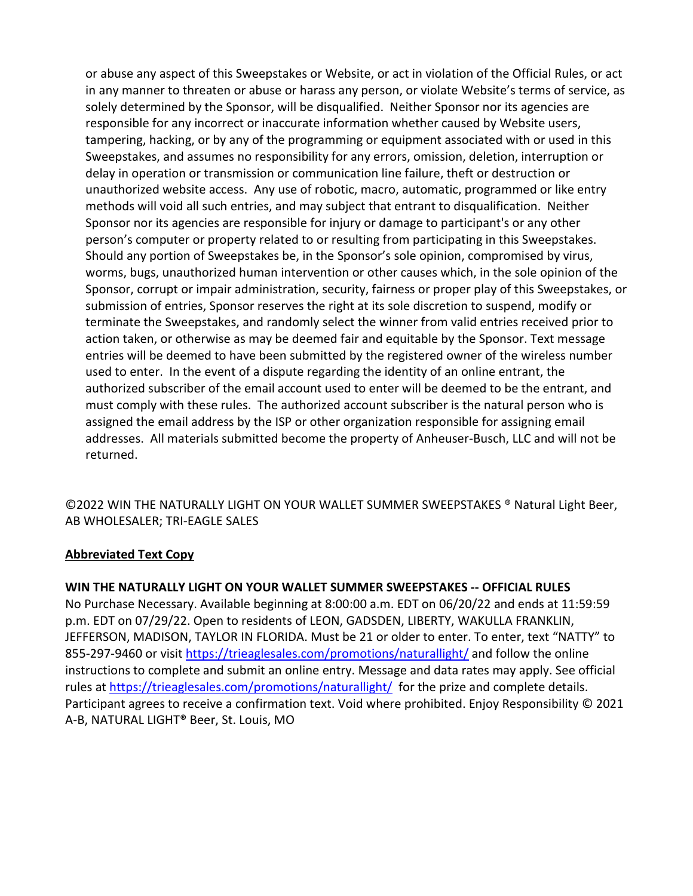or abuse any aspect of this Sweepstakes or Website, or act in violation of the Official Rules, or act in any manner to threaten or abuse or harass any person, or violate Website's terms of service, as solely determined by the Sponsor, will be disqualified. Neither Sponsor nor its agencies are responsible for any incorrect or inaccurate information whether caused by Website users, tampering, hacking, or by any of the programming or equipment associated with or used in this Sweepstakes, and assumes no responsibility for any errors, omission, deletion, interruption or delay in operation or transmission or communication line failure, theft or destruction or unauthorized website access. Any use of robotic, macro, automatic, programmed or like entry methods will void all such entries, and may subject that entrant to disqualification. Neither Sponsor nor its agencies are responsible for injury or damage to participant's or any other person's computer or property related to or resulting from participating in this Sweepstakes. Should any portion of Sweepstakes be, in the Sponsor's sole opinion, compromised by virus, worms, bugs, unauthorized human intervention or other causes which, in the sole opinion of the Sponsor, corrupt or impair administration, security, fairness or proper play of this Sweepstakes, or submission of entries, Sponsor reserves the right at its sole discretion to suspend, modify or terminate the Sweepstakes, and randomly select the winner from valid entries received prior to action taken, or otherwise as may be deemed fair and equitable by the Sponsor. Text message entries will be deemed to have been submitted by the registered owner of the wireless number used to enter. In the event of a dispute regarding the identity of an online entrant, the authorized subscriber of the email account used to enter will be deemed to be the entrant, and must comply with these rules. The authorized account subscriber is the natural person who is assigned the email address by the ISP or other organization responsible for assigning email addresses. All materials submitted become the property of Anheuser-Busch, LLC and will not be returned.

©2022 WIN THE NATURALLY LIGHT ON YOUR WALLET SUMMER SWEEPSTAKES ® Natural Light Beer, AB WHOLESALER; TRI-EAGLE SALES

**Abbreviated Text Copy**

**WIN THE NATURALLY LIGHT ON YOUR WALLET SUMMER SWEEPSTAKES -- OFFICIAL RULES**

No Purchase Necessary. Available beginning at 8:00:00 a.m. EDT on 06/20/22 and ends at 11:59:59 p.m. EDT on 07/29/22. Open to residents of LEON, GADSDEN, LIBERTY, WAKULLA FRANKLIN, JEFFERSON, MADISON, TAYLOR IN FLORIDA. Must be 21 or older to enter. To enter, text "NATTY" to 855-297-9460 or visit https://trieaglesales.com/promotions/naturallight/ and follow the online instructions to complete and submit an online entry. Message and data rates may apply. See official rules at https://trieaglesales.com/promotions/naturallight/ for the prize and complete details. Participant agrees to receive a confirmation text. Void where prohibited. Enjoy Responsibility © 2021 A-B, NATURAL LIGHT® Beer, St. Louis, MO